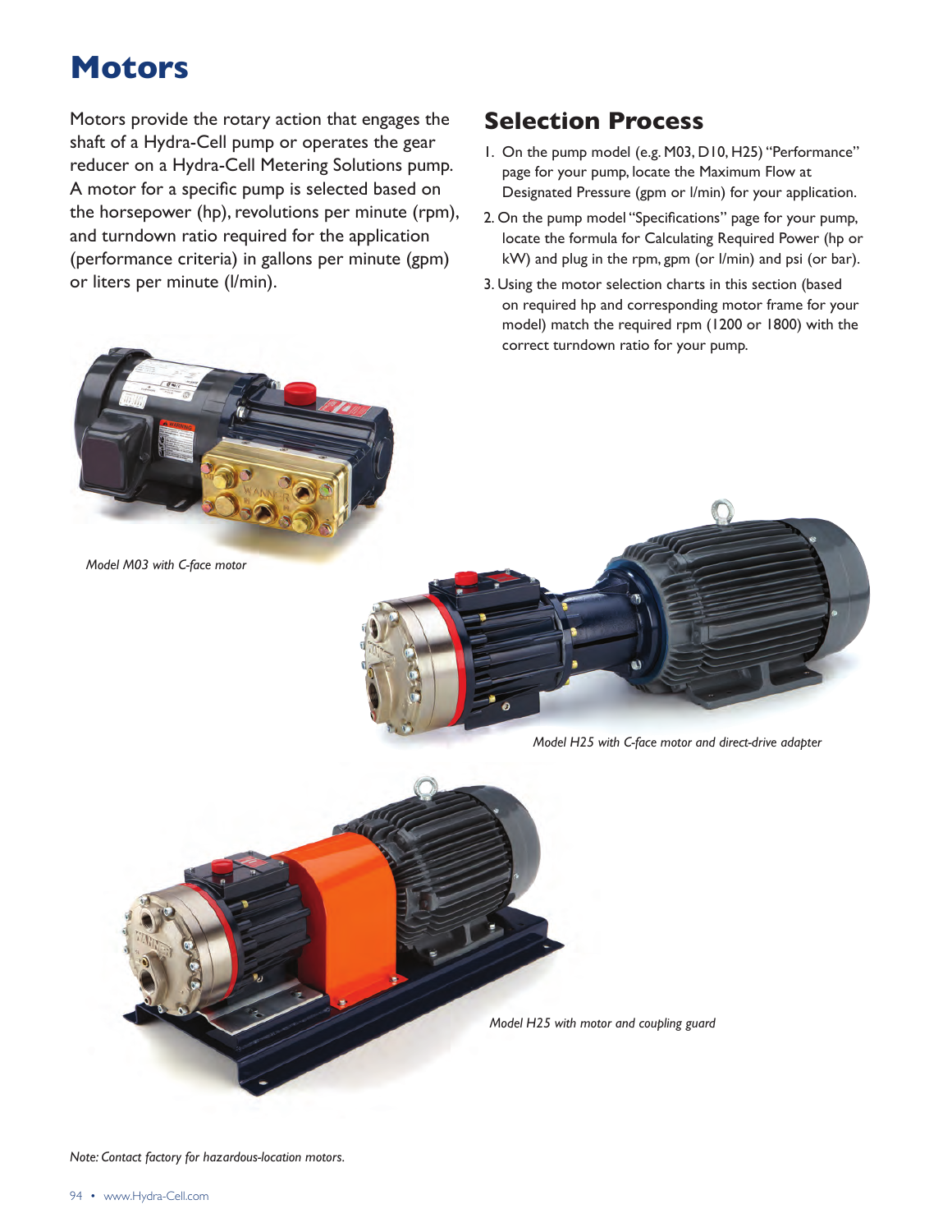# Motors

Motors provide the rotary action that engages the shaft of a Hydra-Cell pump or operates the gear reducer on a Hydra-Cell Metering Solutions pump. A motor for a specific pump is selected based on the horsepower (hp), revolutions per minute (rpm), and turndown ratio required for the application (performance criteria) in gallons per minute (gpm) or liters per minute (l/min).

## Selection Process

1. On the pump model (e.g. M03, D10, H25) "Performance" page for your pump, locate the Maximum Flow at Designated Pressure (gpm or l/min) for your application.
2. On the pump model "Specifications" page for your pump, locate the formula for Calculating Required Power (hp or kW) and plug in the rpm, gpm (or l/min) and psi (or bar).
3. Using the motor selection charts in this section (based on required hp and corresponding motor frame for your model) match the required rpm (1200 or 1800) with the correct turndown ratio for your pump.

*Model M03 with C-face motor*

*Model H25 with C-face motor and direct-drive adapter*

*Model H25 with motor and coupling guard*

*Note: Contact factory for hazardous-location motors.*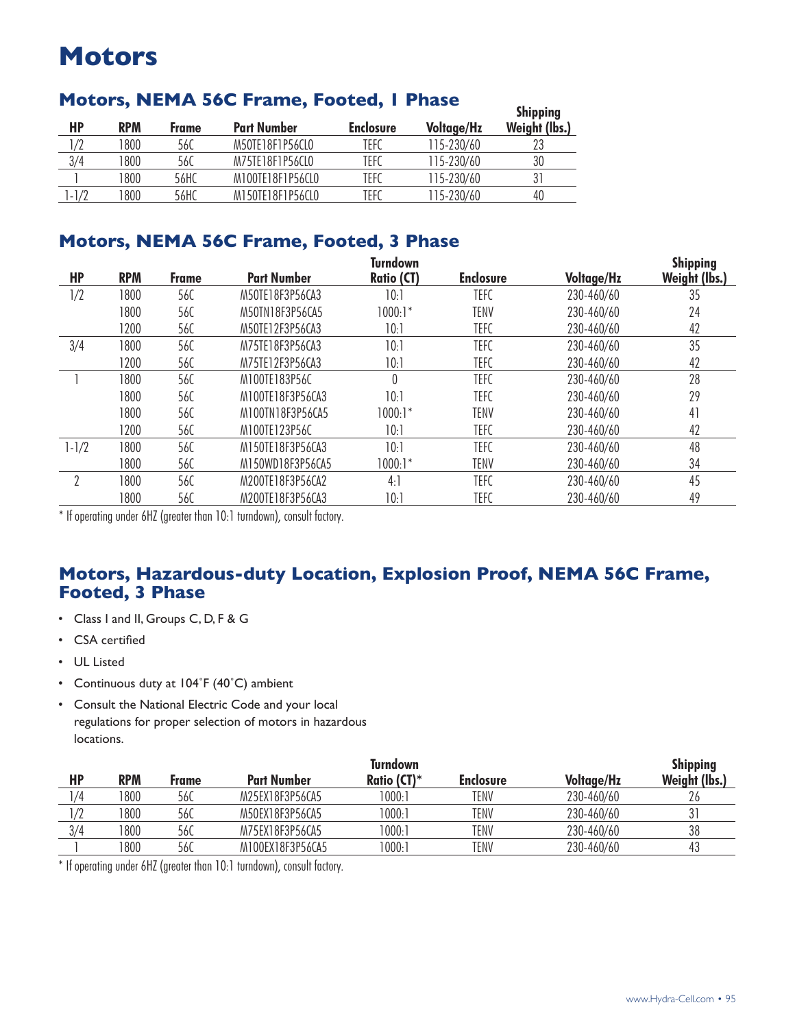# Motors

## Motors, NEMA 56C Frame, Footed, 1 Phase

| HP | RPM | Frame | Part Number | Enclosure | Voltage/Hz | Shipping Weight (lbs.) |
|---|---|---|---|---|---|---|
| 1/2 | 1800 | 56C | M50TE18F1P56CL0 | TEFC | 115-230/60 | 23 |
| 3/4 | 1800 | 56C | M75TE18F1P56CL0 | TEFC | 115-230/60 | 30 |
| 1 | 1800 | 56HC | M100TE18F1P56CL0 | TEFC | 115-230/60 | 31 |
| 1-1/2 | 1800 | 56HC | M150TE18F1P56CL0 | TEFC | 115-230/60 | 40 |

## Motors, NEMA 56C Frame, Footed, 3 Phase

| HP | RPM | Frame | Part Number | Turndown Ratio (CT) | Enclosure | Voltage/Hz | Shipping Weight (lbs.) |
|---|---|---|---|---|---|---|---|
| 1/2 | 1800 | 56C | M50TE18F3P56CA3 | 10:1 | TEFC | 230-460/60 | 35 |
| | 1800 | 56C | M50TN18F3P56CA5 | 1000:1* | TENV | 230-460/60 | 24 |
| | 1200 | 56C | M50TE12F3P56CA3 | 10:1 | TEFC | 230-460/60 | 42 |
| 3/4 | 1800 | 56C | M75TE18F3P56CA3 | 10:1 | TEFC | 230-460/60 | 35 |
| | 1200 | 56C | M75TE12F3P56CA3 | 10:1 | TEFC | 230-460/60 | 42 |
| 1 | 1800 | 56C | M100TE183P56C | 0 | TEFC | 230-460/60 | 28 |
| | 1800 | 56C | M100TE18F3P56CA3 | 10:1 | TEFC | 230-460/60 | 29 |
| | 1800 | 56C | M100TN18F3P56CA5 | 1000:1* | TENV | 230-460/60 | 41 |
| | 1200 | 56C | M100TE123P56C | 10:1 | TEFC | 230-460/60 | 42 |
| 1-1/2 | 1800 | 56C | M150TE18F3P56CA3 | 10:1 | TEFC | 230-460/60 | 48 |
| | 1800 | 56C | M150WD18F3P56CA5 | 1000:1* | TENV | 230-460/60 | 34 |
| 2 | 1800 | 56C | M200TE18F3P56CA2 | 4:1 | TEFC | 230-460/60 | 45 |
| | 1800 | 56C | M200TE18F3P56CA3 | 10:1 | TEFC | 230-460/60 | 49 |

* If operating under 6HZ (greater than 10:1 turndown), consult factory.

## Motors, Hazardous-duty Location, Explosion Proof, NEMA 56C Frame, Footed, 3 Phase

- Class I and II, Groups C, D, F & G
- CSA certified
- UL Listed
- Continuous duty at 104˚F (40˚C) ambient
- Consult the National Electric Code and your local regulations for proper selection of motors in hazardous locations.

| HP | RPM | Frame | Part Number | Turndown Ratio (CT)* | Enclosure | Voltage/Hz | Shipping Weight (lbs.) |
|---|---|---|---|---|---|---|---|
| 1/4 | 1800 | 56C | M25EX18F3P56CA5 | 1000:1 | TENV | 230-460/60 | 26 |
| 1/2 | 1800 | 56C | M50EX18F3P56CA5 | 1000:1 | TENV | 230-460/60 | 31 |
| 3/4 | 1800 | 56C | M75EX18F3P56CA5 | 1000:1 | TENV | 230-460/60 | 38 |
| 1 | 1800 | 56C | M100EX18F3P56CA5 | 1000:1 | TENV | 230-460/60 | 43 |

* If operating under 6HZ (greater than 10:1 turndown), consult factory.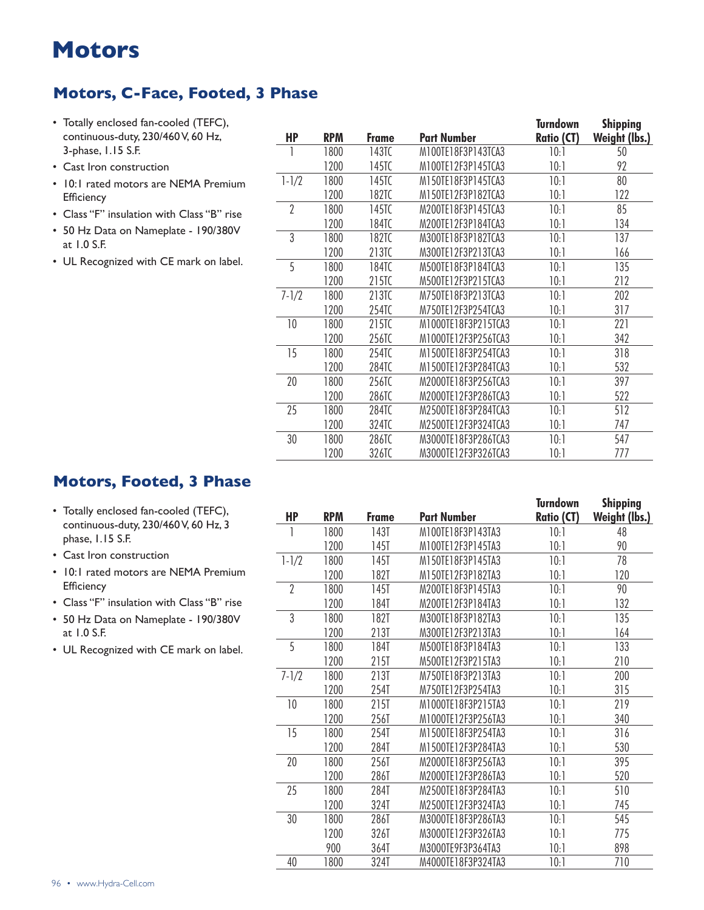# Motors

## Motors, C-Face, Footed, 3 Phase

- Totally enclosed fan-cooled (TEFC), continuous-duty, 230/460 V, 60 Hz, 3-phase, 1.15 S.F.
- Cast Iron construction
- 10:1 rated motors are NEMA Premium Efficiency
- Class "F" insulation with Class "B" rise
- 50 Hz Data on Nameplate - 190/380V at 1.0 S.F.
- UL Recognized with CE mark on label.

| HP | RPM | Frame | Part Number | Turndown Ratio (CT) | Shipping Weight (lbs.) |
|---|---|---|---|---|---|
| 1 | 1800 | 143TC | M100TE18F3P143TCA3 | 10:1 | 50 |
| | 1200 | 145TC | M100TE12F3P145TCA3 | 10:1 | 92 |
| 1-1/2 | 1800 | 145TC | M150TE18F3P145TCA3 | 10:1 | 80 |
| | 1200 | 182TC | M150TE12F3P182TCA3 | 10:1 | 122 |
| 2 | 1800 | 145TC | M200TE18F3P145TCA3 | 10:1 | 85 |
| | 1200 | 184TC | M200TE12F3P184TCA3 | 10:1 | 134 |
| 3 | 1800 | 182TC | M300TE18F3P182TCA3 | 10:1 | 137 |
| | 1200 | 213TC | M300TE12F3P213TCA3 | 10:1 | 166 |
| 5 | 1800 | 184TC | M500TE18F3P184TCA3 | 10:1 | 135 |
| | 1200 | 215TC | M500TE12F3P215TCA3 | 10:1 | 212 |
| 7-1/2 | 1800 | 213TC | M750TE18F3P213TCA3 | 10:1 | 202 |
| | 1200 | 254TC | M750TE12F3P254TCA3 | 10:1 | 317 |
| 10 | 1800 | 215TC | M1000TE18F3P215TCA3 | 10:1 | 221 |
| | 1200 | 256TC | M1000TE12F3P256TCA3 | 10:1 | 342 |
| 15 | 1800 | 254TC | M1500TE18F3P254TCA3 | 10:1 | 318 |
| | 1200 | 284TC | M1500TE12F3P284TCA3 | 10:1 | 532 |
| 20 | 1800 | 256TC | M2000TE18F3P256TCA3 | 10:1 | 397 |
| | 1200 | 286TC | M2000TE12F3P286TCA3 | 10:1 | 522 |
| 25 | 1800 | 284TC | M2500TE18F3P284TCA3 | 10:1 | 512 |
| | 1200 | 324TC | M2500TE12F3P324TCA3 | 10:1 | 747 |
| 30 | 1800 | 286TC | M3000TE18F3P286TCA3 | 10:1 | 547 |
| | 1200 | 326TC | M3000TE12F3P326TCA3 | 10:1 | 777 |

## Motors, Footed, 3 Phase

- Totally enclosed fan-cooled (TEFC), continuous-duty, 230/460 V, 60 Hz, 3 phase, 1.15 S.F.
- Cast Iron construction
- 10:1 rated motors are NEMA Premium Efficiency
- Class "F" insulation with Class "B" rise
- 50 Hz Data on Nameplate - 190/380V at 1.0 S.F.
- UL Recognized with CE mark on label.

| HP | RPM | Frame | Part Number | Turndown Ratio (CT) | Shipping Weight (lbs.) |
|---|---|---|---|---|---|
| 1 | 1800 | 143T | M100TE18F3P143TA3 | 10:1 | 48 |
| | 1200 | 145T | M100TE12F3P145TA3 | 10:1 | 90 |
| 1-1/2 | 1800 | 145T | M150TE18F3P145TA3 | 10:1 | 78 |
| | 1200 | 182T | M150TE12F3P182TA3 | 10:1 | 120 |
| 2 | 1800 | 145T | M200TE18F3P145TA3 | 10:1 | 90 |
| | 1200 | 184T | M200TE12F3P184TA3 | 10:1 | 132 |
| 3 | 1800 | 182T | M300TE18F3P182TA3 | 10:1 | 135 |
| | 1200 | 213T | M300TE12F3P213TA3 | 10:1 | 164 |
| 5 | 1800 | 184T | M500TE18F3P184TA3 | 10:1 | 133 |
| | 1200 | 215T | M500TE12F3P215TA3 | 10:1 | 210 |
| 7-1/2 | 1800 | 213T | M750TE18F3P213TA3 | 10:1 | 200 |
| | 1200 | 254T | M750TE12F3P254TA3 | 10:1 | 315 |
| 10 | 1800 | 215T | M1000TE18F3P215TA3 | 10:1 | 219 |
| | 1200 | 256T | M1000TE12F3P256TA3 | 10:1 | 340 |
| 15 | 1800 | 254T | M1500TE18F3P254TA3 | 10:1 | 316 |
| | 1200 | 284T | M1500TE12F3P284TA3 | 10:1 | 530 |
| 20 | 1800 | 256T | M2000TE18F3P256TA3 | 10:1 | 395 |
| | 1200 | 286T | M2000TE12F3P286TA3 | 10:1 | 520 |
| 25 | 1800 | 284T | M2500TE18F3P284TA3 | 10:1 | 510 |
| | 1200 | 324T | M2500TE12F3P324TA3 | 10:1 | 745 |
| 30 | 1800 | 286T | M3000TE18F3P286TA3 | 10:1 | 545 |
| | 1200 | 326T | M3000TE12F3P326TA3 | 10:1 | 775 |
| | 900 | 364T | M3000TE9F3P364TA3 | 10:1 | 898 |
| 40 | 1800 | 324T | M4000TE18F3P324TA3 | 10:1 | 710 |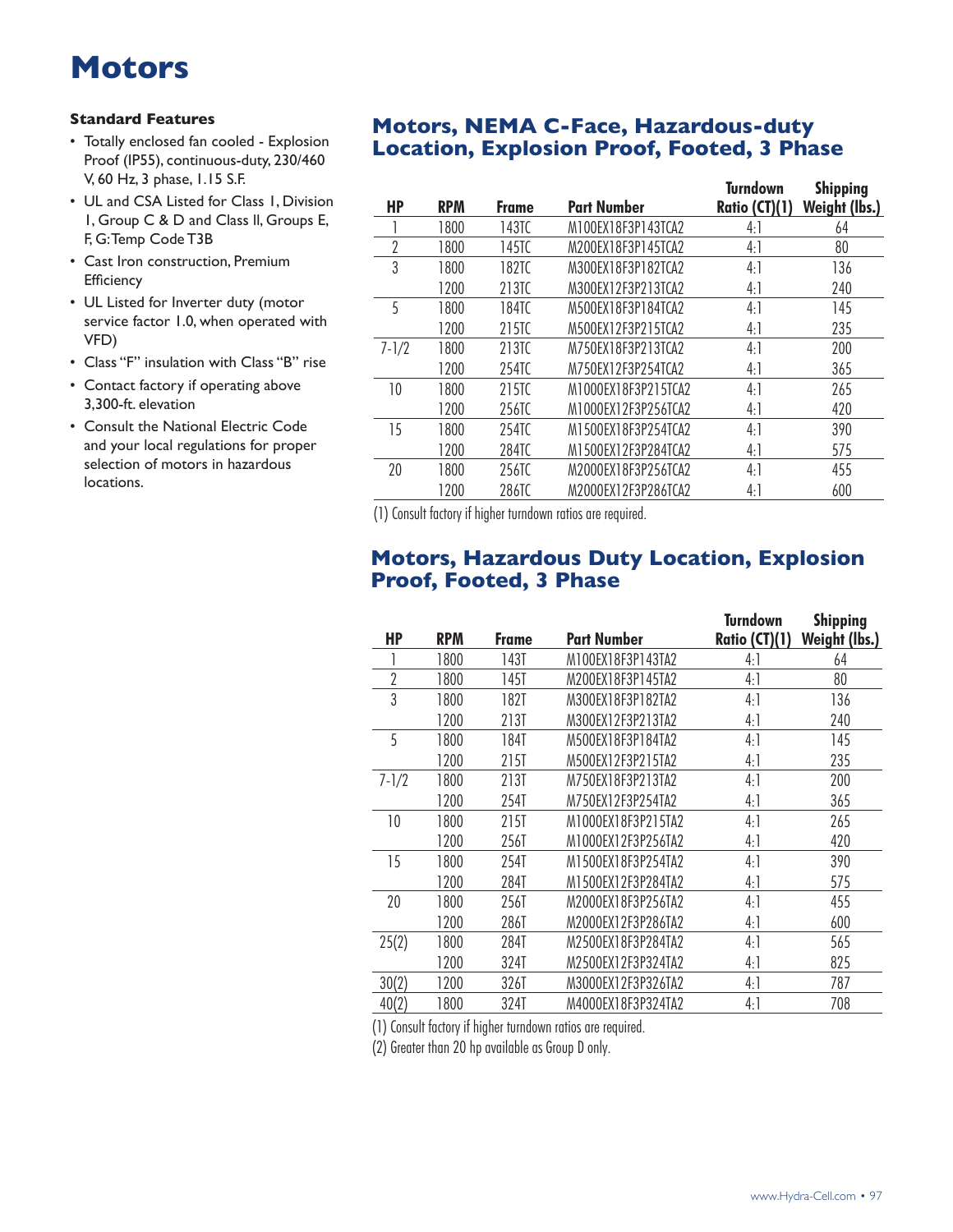# Motors

**Standard Features**

- Totally enclosed fan cooled - Explosion Proof (IP55), continuous-duty, 230/460 V, 60 Hz, 3 phase, 1.15 S.F.
- UL and CSA Listed for Class 1, Division 1, Group C & D and Class II, Groups E, F, G: Temp Code T3B
- Cast Iron construction, Premium Efficiency
- UL Listed for Inverter duty (motor service factor 1.0, when operated with VFD)
- Class "F" insulation with Class "B" rise
- Contact factory if operating above 3,300-ft. elevation
- Consult the National Electric Code and your local regulations for proper selection of motors in hazardous locations.

## Motors, NEMA C-Face, Hazardous-duty Location, Explosion Proof, Footed, 3 Phase

| HP | RPM | Frame | Part Number | Turndown Ratio (CT)(1) | Shipping Weight (lbs.) |
|---|---|---|---|---|---|
| 1 | 1800 | 143TC | M100EX18F3P143TCA2 | 4:1 | 64 |
| 2 | 1800 | 145TC | M200EX18F3P145TCA2 | 4:1 | 80 |
| 3 | 1800 | 182TC | M300EX18F3P182TCA2 | 4:1 | 136 |
|  | 1200 | 213TC | M300EX12F3P213TCA2 | 4:1 | 240 |
| 5 | 1800 | 184TC | M500EX18F3P184TCA2 | 4:1 | 145 |
|  | 1200 | 215TC | M500EX12F3P215TCA2 | 4:1 | 235 |
| 7-1/2 | 1800 | 213TC | M750EX18F3P213TCA2 | 4:1 | 200 |
|  | 1200 | 254TC | M750EX12F3P254TCA2 | 4:1 | 365 |
| 10 | 1800 | 215TC | M1000EX18F3P215TCA2 | 4:1 | 265 |
|  | 1200 | 256TC | M1000EX12F3P256TCA2 | 4:1 | 420 |
| 15 | 1800 | 254TC | M1500EX18F3P254TCA2 | 4:1 | 390 |
|  | 1200 | 284TC | M1500EX12F3P284TCA2 | 4:1 | 575 |
| 20 | 1800 | 256TC | M2000EX18F3P256TCA2 | 4:1 | 455 |
|  | 1200 | 286TC | M2000EX12F3P286TCA2 | 4:1 | 600 |

(1) Consult factory if higher turndown ratios are required.

## Motors, Hazardous Duty Location, Explosion Proof, Footed, 3 Phase

| HP | RPM | Frame | Part Number | Turndown Ratio (CT)(1) | Shipping Weight (lbs.) |
|---|---|---|---|---|---|
| 1 | 1800 | 143T | M100EX18F3P143TA2 | 4:1 | 64 |
| 2 | 1800 | 145T | M200EX18F3P145TA2 | 4:1 | 80 |
| 3 | 1800 | 182T | M300EX18F3P182TA2 | 4:1 | 136 |
|  | 1200 | 213T | M300EX12F3P213TA2 | 4:1 | 240 |
| 5 | 1800 | 184T | M500EX18F3P184TA2 | 4:1 | 145 |
|  | 1200 | 215T | M500EX12F3P215TA2 | 4:1 | 235 |
| 7-1/2 | 1800 | 213T | M750EX18F3P213TA2 | 4:1 | 200 |
|  | 1200 | 254T | M750EX12F3P254TA2 | 4:1 | 365 |
| 10 | 1800 | 215T | M1000EX18F3P215TA2 | 4:1 | 265 |
|  | 1200 | 256T | M1000EX12F3P256TA2 | 4:1 | 420 |
| 15 | 1800 | 254T | M1500EX18F3P254TA2 | 4:1 | 390 |
|  | 1200 | 284T | M1500EX12F3P284TA2 | 4:1 | 575 |
| 20 | 1800 | 256T | M2000EX18F3P256TA2 | 4:1 | 455 |
|  | 1200 | 286T | M2000EX12F3P286TA2 | 4:1 | 600 |
| 25(2) | 1800 | 284T | M2500EX18F3P284TA2 | 4:1 | 565 |
|  | 1200 | 324T | M2500EX12F3P324TA2 | 4:1 | 825 |
| 30(2) | 1200 | 326T | M3000EX12F3P326TA2 | 4:1 | 787 |
| 40(2) | 1800 | 324T | M4000EX18F3P324TA2 | 4:1 | 708 |

(1) Consult factory if higher turndown ratios are required.

(2) Greater than 20 hp available as Group D only.